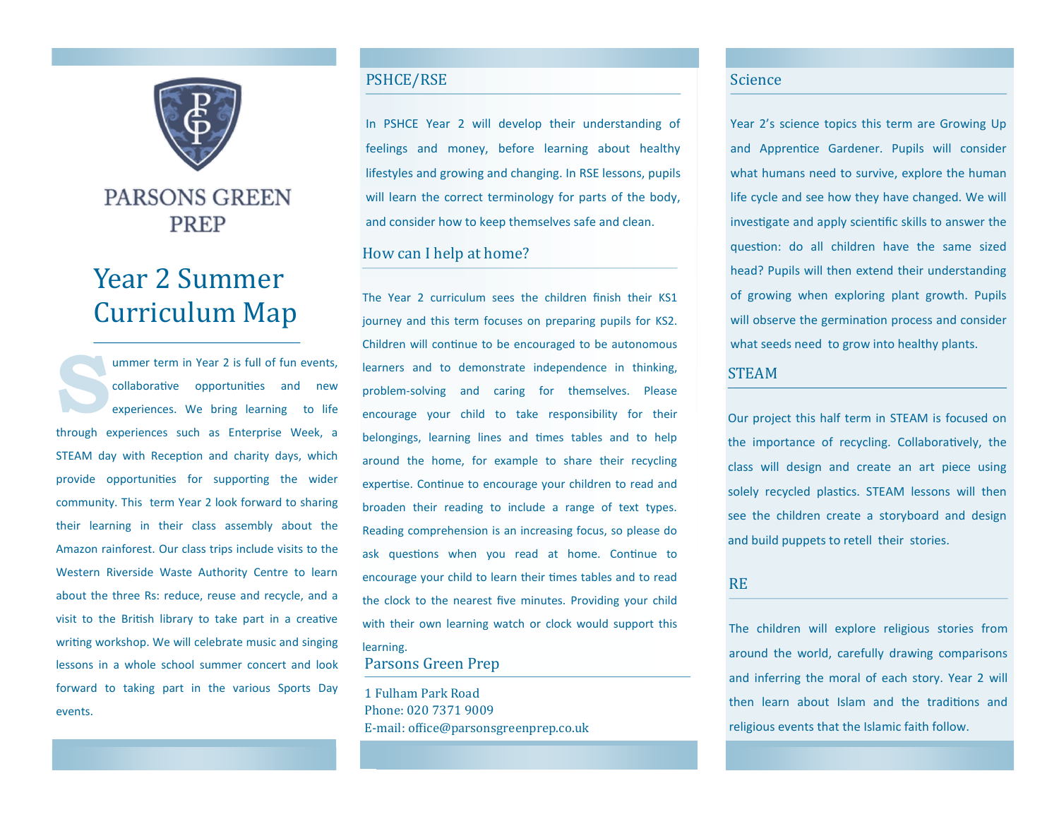PARSONS GREEN PREP

# Year 2 Summer Curriculum Map

Summer term in Year 2 is full of fun events, collaborative opportunities and new experiences. We bring learning to life through experiences such as Enterprise Week, a STEAM day with Reception and charity days, which provide opportunities for supporting the wider community. This term Year 2 look forward to sharing their learning in their class assembly about the Amazon rainforest. Our class trips include visits to the Western Riverside Waste Authority Centre to learn about the three Rs: reduce, reuse and recycle, and a visit to the British library to take part in a creative writing workshop. We will celebrate music and singing lessons in a whole school summer concert and look forward to taking part in the various Sports Day events.

## PSHCE/RSE

In PSHCE Year 2 will develop their understanding of feelings and money, before learning about healthy lifestyles and growing and changing. In RSE lessons, pupils will learn the correct terminology for parts of the body, and consider how to keep themselves safe and clean.

## How can I help at home?

The Year 2 curriculum sees the children finish their KS1 journey and this term focuses on preparing pupils for KS2. Children will continue to be encouraged to be autonomous learners and to demonstrate independence in thinking, problem-solving and caring for themselves. Please encourage your child to take responsibility for their belongings, learning lines and times tables and to help around the home, for example to share their recycling expertise. Continue to encourage your children to read and broaden their reading to include a range of text types. Reading comprehension is an increasing focus, so please do ask questions when you read at home. Continue to encourage your child to learn their times tables and to read the clock to the nearest five minutes. Providing your child with their own learning watch or clock would support this learning.

## Parsons Green Prep

1 Fulham Park Road
Phone: 020 7371 9009
E-mail: office@parsonsgreenprep.co.uk

## Science

Year 2's science topics this term are Growing Up and Apprentice Gardener. Pupils will consider what humans need to survive, explore the human life cycle and see how they have changed. We will investigate and apply scientific skills to answer the question: do all children have the same sized head? Pupils will then extend their understanding of growing when exploring plant growth. Pupils will observe the germination process and consider what seeds need to grow into healthy plants.

## STEAM

Our project this half term in STEAM is focused on the importance of recycling. Collaboratively, the class will design and create an art piece using solely recycled plastics. STEAM lessons will then see the children create a storyboard and design and build puppets to retell their stories.

## RE

The children will explore religious stories from around the world, carefully drawing comparisons and inferring the moral of each story. Year 2 will then learn about Islam and the traditions and religious events that the Islamic faith follow.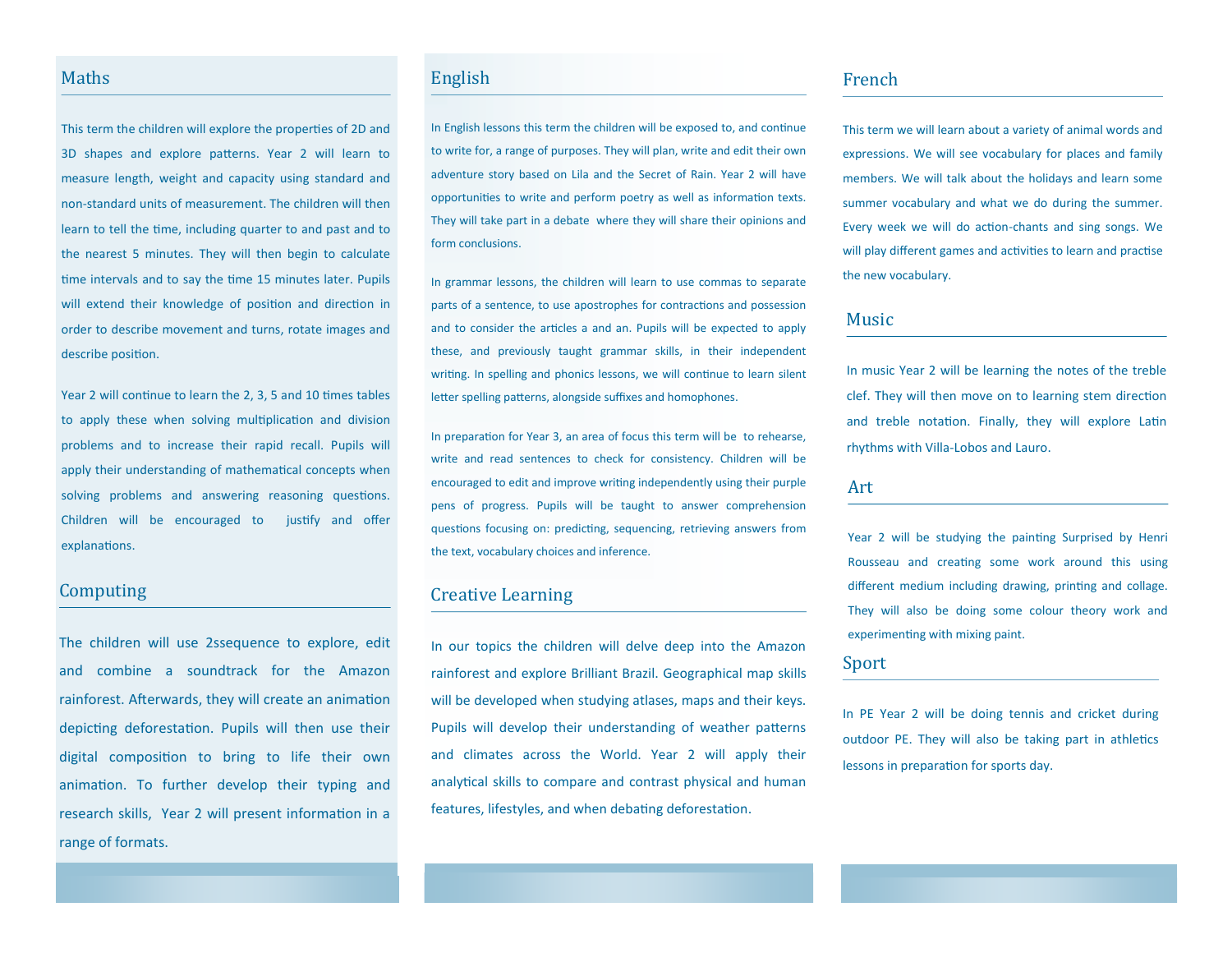## Maths

This term the children will explore the properties of 2D and 3D shapes and explore patterns. Year 2 will learn to measure length, weight and capacity using standard and non-standard units of measurement. The children will then learn to tell the time, including quarter to and past and to the nearest 5 minutes. They will then begin to calculate time intervals and to say the time 15 minutes later. Pupils will extend their knowledge of position and direction in order to describe movement and turns, rotate images and describe position.

Year 2 will continue to learn the 2, 3, 5 and 10 times tables to apply these when solving multiplication and division problems and to increase their rapid recall. Pupils will apply their understanding of mathematical concepts when solving problems and answering reasoning questions. Children will be encouraged to justify and offer explanations.

## Computing

The children will use 2ssequence to explore, edit and combine a soundtrack for the Amazon rainforest. Afterwards, they will create an animation depicting deforestation. Pupils will then use their digital composition to bring to life their own animation. To further develop their typing and research skills, Year 2 will present information in a range of formats.

## English

In English lessons this term the children will be exposed to, and continue to write for, a range of purposes. They will plan, write and edit their own adventure story based on Lila and the Secret of Rain. Year 2 will have opportunities to write and perform poetry as well as information texts. They will take part in a debate where they will share their opinions and form conclusions.

In grammar lessons, the children will learn to use commas to separate parts of a sentence, to use apostrophes for contractions and possession and to consider the articles a and an. Pupils will be expected to apply these, and previously taught grammar skills, in their independent writing. In spelling and phonics lessons, we will continue to learn silent letter spelling patterns, alongside suffixes and homophones.

In preparation for Year 3, an area of focus this term will be to rehearse, write and read sentences to check for consistency. Children will be encouraged to edit and improve writing independently using their purple pens of progress. Pupils will be taught to answer comprehension questions focusing on: predicting, sequencing, retrieving answers from the text, vocabulary choices and inference.

## Creative Learning

In our topics the children will delve deep into the Amazon rainforest and explore Brilliant Brazil. Geographical map skills will be developed when studying atlases, maps and their keys. Pupils will develop their understanding of weather patterns and climates across the World. Year 2 will apply their analytical skills to compare and contrast physical and human features, lifestyles, and when debating deforestation.

## French

This term we will learn about a variety of animal words and expressions. We will see vocabulary for places and family members. We will talk about the holidays and learn some summer vocabulary and what we do during the summer. Every week we will do action-chants and sing songs. We will play different games and activities to learn and practise the new vocabulary.

## Music

In music Year 2 will be learning the notes of the treble clef. They will then move on to learning stem direction and treble notation. Finally, they will explore Latin rhythms with Villa-Lobos and Lauro.

## Art

Year 2 will be studying the painting Surprised by Henri Rousseau and creating some work around this using different medium including drawing, printing and collage. They will also be doing some colour theory work and experimenting with mixing paint.

## Sport

In PE Year 2 will be doing tennis and cricket during outdoor PE. They will also be taking part in athletics lessons in preparation for sports day.